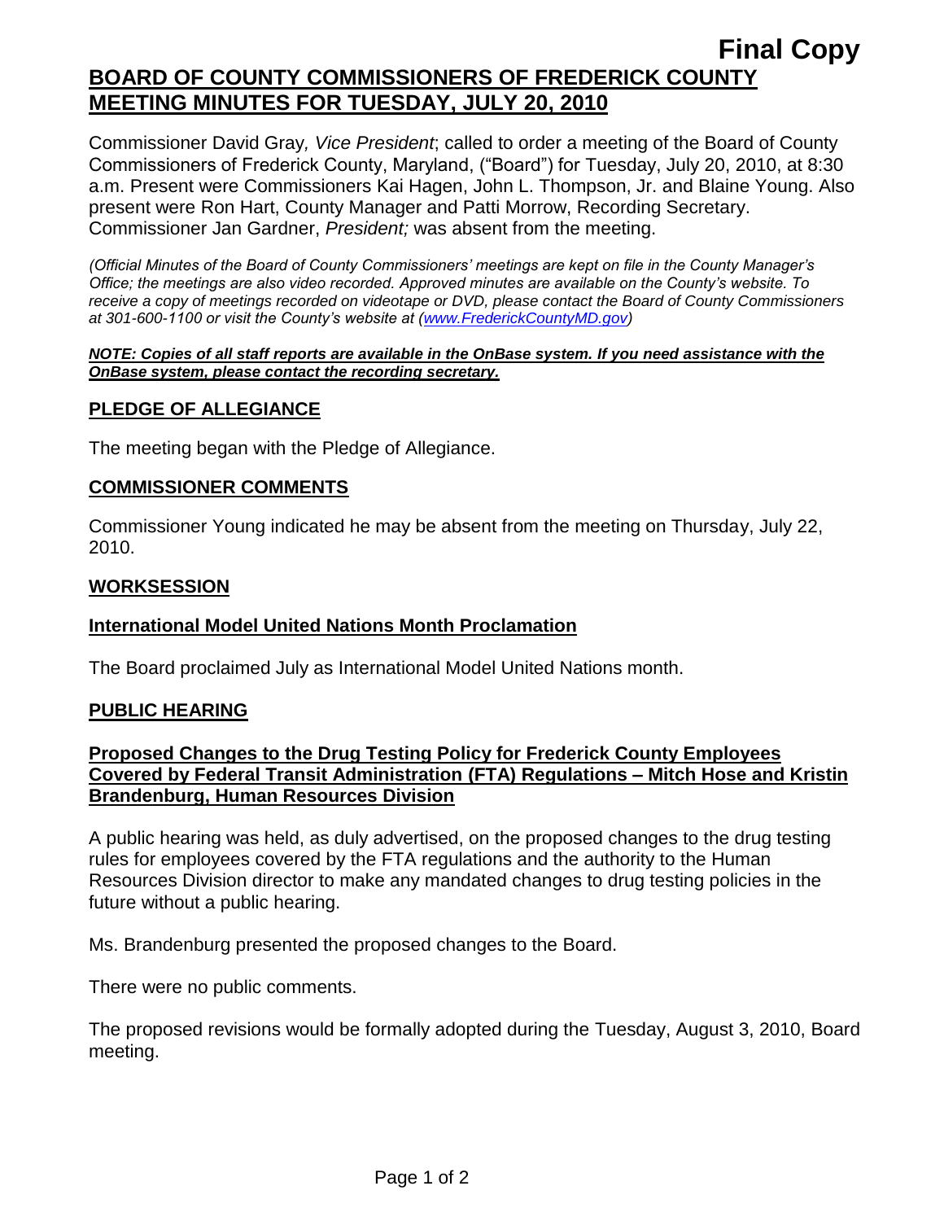**Final Copy**

# BOARD OF COUNTY COMMISSIONERS OF FREDERICK COUNTY MEETING MINUTES FOR TUESDAY, JULY 20, 2010

Commissioner David Gray*, Vice President*; called to order a meeting of the Board of County Commissioners of Frederick County, Maryland, ("Board") for Tuesday, July 20, 2010, at 8:30 a.m. Present were Commissioners Kai Hagen, John L. Thompson, Jr. and Blaine Young. Also present were Ron Hart, County Manager and Patti Morrow, Recording Secretary. Commissioner Jan Gardner, *President;* was absent from the meeting.

*(Official Minutes of the Board of County Commissioners' meetings are kept on file in the County Manager's Office; the meetings are also video recorded. Approved minutes are available on the County's website. To receive a copy of meetings recorded on videotape or DVD, please contact the Board of County Commissioners at 301-600-1100 or visit the County's website at (www.FrederickCountyMD.gov)*

***NOTE: Copies of all staff reports are available in the OnBase system. If you need assistance with the OnBase system, please contact the recording secretary.***

## PLEDGE OF ALLEGIANCE

The meeting began with the Pledge of Allegiance.

## COMMISSIONER COMMENTS

Commissioner Young indicated he may be absent from the meeting on Thursday, July 22, 2010.

## WORKSESSION

### International Model United Nations Month Proclamation

The Board proclaimed July as International Model United Nations month.

## PUBLIC HEARING

### Proposed Changes to the Drug Testing Policy for Frederick County Employees Covered by Federal Transit Administration (FTA) Regulations – Mitch Hose and Kristin Brandenburg, Human Resources Division

A public hearing was held, as duly advertised, on the proposed changes to the drug testing rules for employees covered by the FTA regulations and the authority to the Human Resources Division director to make any mandated changes to drug testing policies in the future without a public hearing.

Ms. Brandenburg presented the proposed changes to the Board.

There were no public comments.

The proposed revisions would be formally adopted during the Tuesday, August 3, 2010, Board meeting.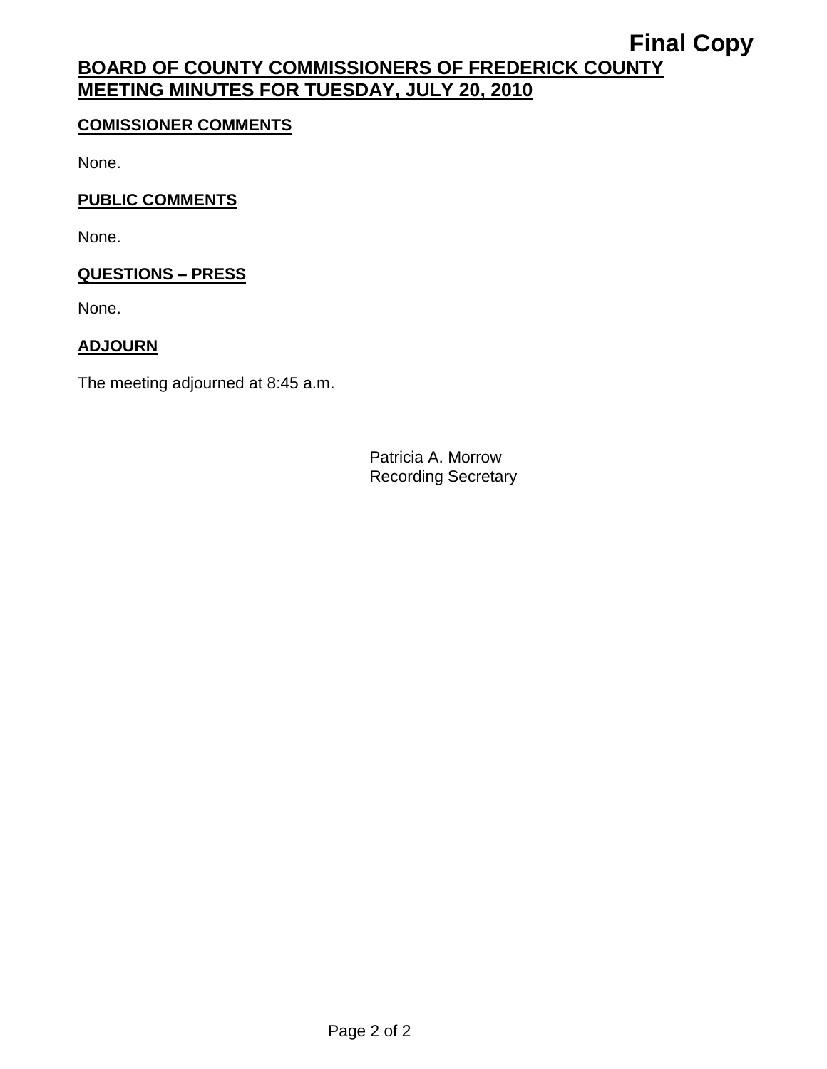**Final Copy**

**BOARD OF COUNTY COMMISSIONERS OF FREDERICK COUNTY MEETING MINUTES FOR TUESDAY, JULY 20, 2010**

## COMISSIONER COMMENTS

None.

## PUBLIC COMMENTS

None.

## QUESTIONS – PRESS

None.

## ADJOURN

The meeting adjourned at 8:45 a.m.

Patricia A. Morrow
Recording Secretary